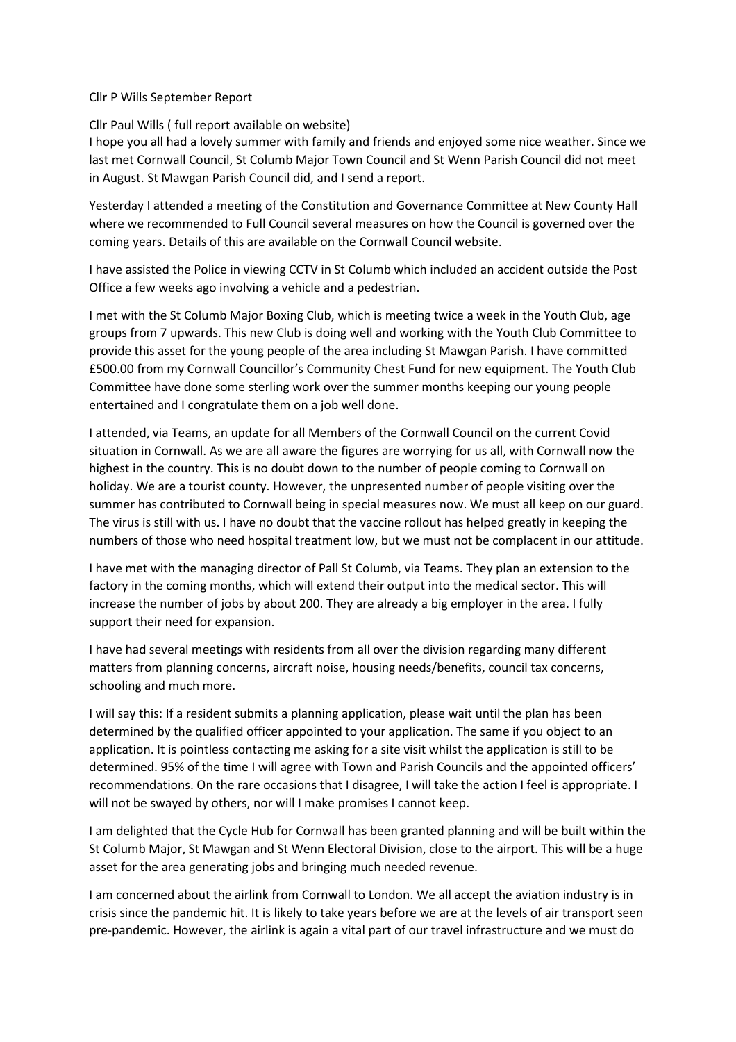Cllr P Wills September Report

Cllr Paul Wills ( full report available on website)

I hope you all had a lovely summer with family and friends and enjoyed some nice weather. Since we last met Cornwall Council, St Columb Major Town Council and St Wenn Parish Council did not meet in August. St Mawgan Parish Council did, and I send a report.

Yesterday I attended a meeting of the Constitution and Governance Committee at New County Hall where we recommended to Full Council several measures on how the Council is governed over the coming years. Details of this are available on the Cornwall Council website.

I have assisted the Police in viewing CCTV in St Columb which included an accident outside the Post Office a few weeks ago involving a vehicle and a pedestrian.

I met with the St Columb Major Boxing Club, which is meeting twice a week in the Youth Club, age groups from 7 upwards. This new Club is doing well and working with the Youth Club Committee to provide this asset for the young people of the area including St Mawgan Parish. I have committed £500.00 from my Cornwall Councillor's Community Chest Fund for new equipment. The Youth Club Committee have done some sterling work over the summer months keeping our young people entertained and I congratulate them on a job well done.

I attended, via Teams, an update for all Members of the Cornwall Council on the current Covid situation in Cornwall. As we are all aware the figures are worrying for us all, with Cornwall now the highest in the country. This is no doubt down to the number of people coming to Cornwall on holiday. We are a tourist county. However, the unpresented number of people visiting over the summer has contributed to Cornwall being in special measures now. We must all keep on our guard. The virus is still with us. I have no doubt that the vaccine rollout has helped greatly in keeping the numbers of those who need hospital treatment low, but we must not be complacent in our attitude.

I have met with the managing director of Pall St Columb, via Teams. They plan an extension to the factory in the coming months, which will extend their output into the medical sector. This will increase the number of jobs by about 200. They are already a big employer in the area. I fully support their need for expansion.

I have had several meetings with residents from all over the division regarding many different matters from planning concerns, aircraft noise, housing needs/benefits, council tax concerns, schooling and much more.

I will say this: If a resident submits a planning application, please wait until the plan has been determined by the qualified officer appointed to your application. The same if you object to an application. It is pointless contacting me asking for a site visit whilst the application is still to be determined. 95% of the time I will agree with Town and Parish Councils and the appointed officers' recommendations. On the rare occasions that I disagree, I will take the action I feel is appropriate. I will not be swayed by others, nor will I make promises I cannot keep.

I am delighted that the Cycle Hub for Cornwall has been granted planning and will be built within the St Columb Major, St Mawgan and St Wenn Electoral Division, close to the airport. This will be a huge asset for the area generating jobs and bringing much needed revenue.

I am concerned about the airlink from Cornwall to London. We all accept the aviation industry is in crisis since the pandemic hit. It is likely to take years before we are at the levels of air transport seen pre-pandemic. However, the airlink is again a vital part of our travel infrastructure and we must do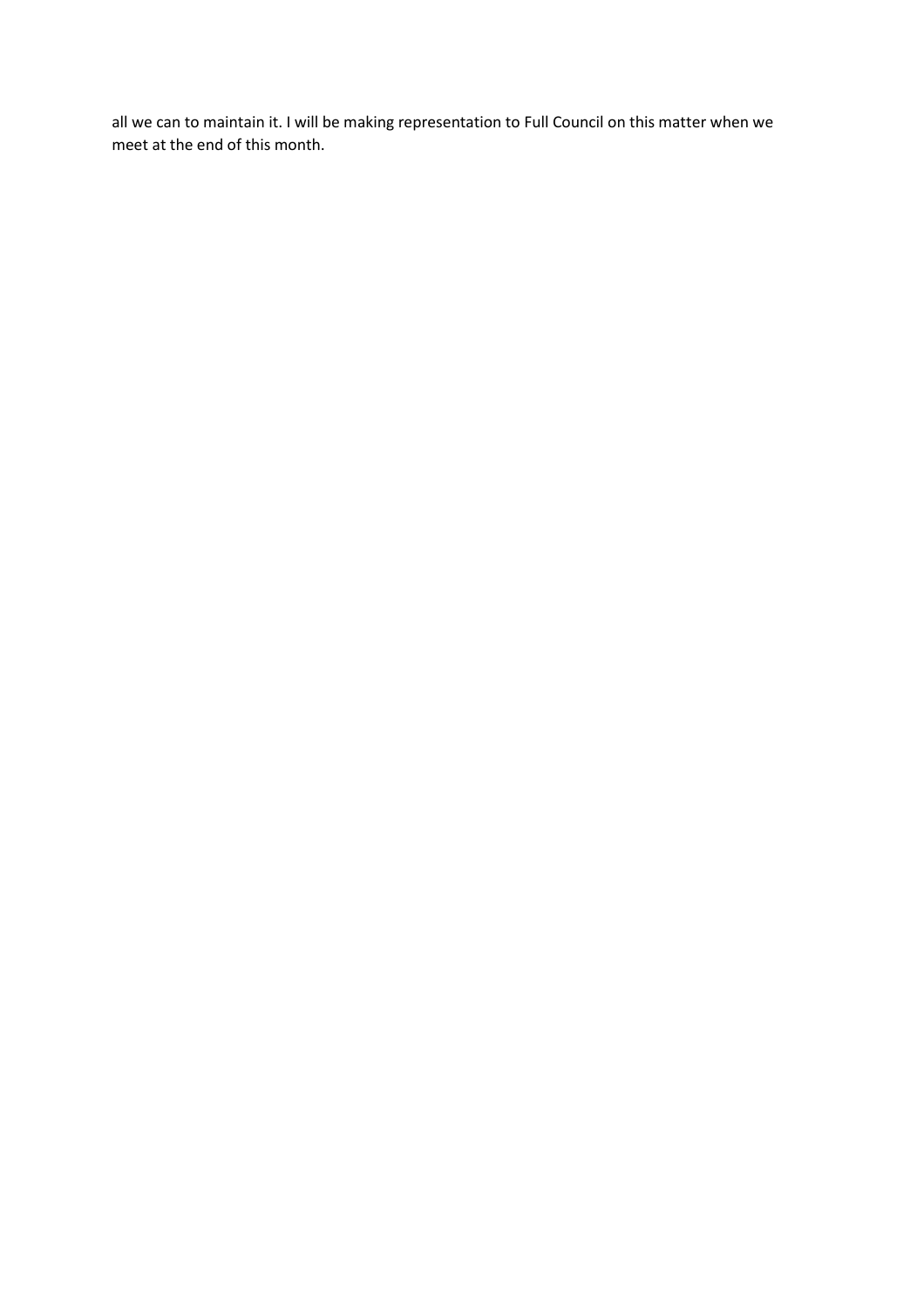all we can to maintain it. I will be making representation to Full Council on this matter when we meet at the end of this month.